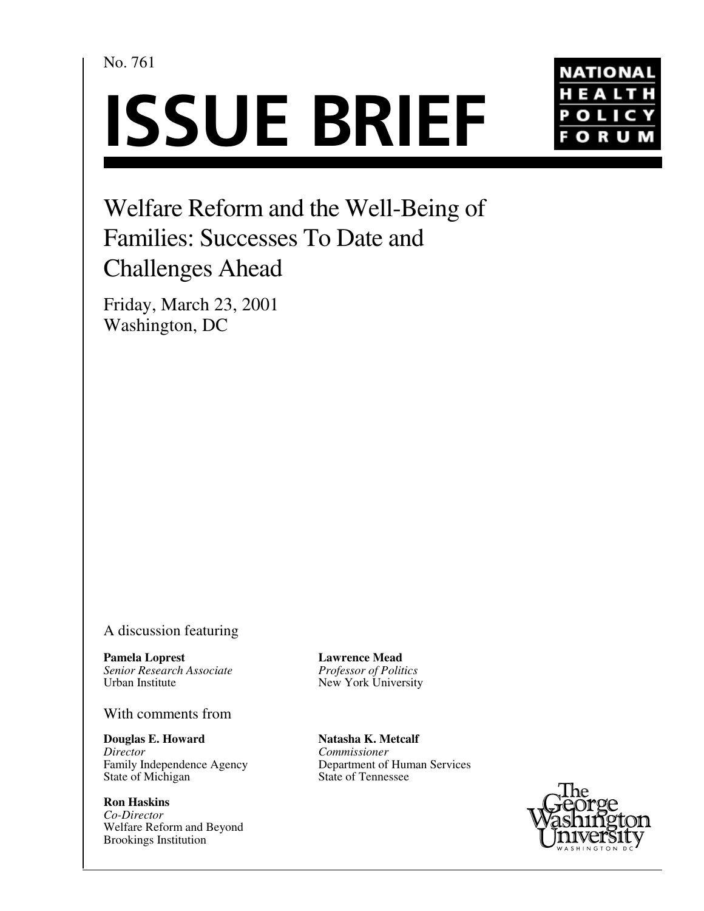No. 761

# ISSUE BRIEF

NATIONAL HEALTH POLICY FORUM

## Welfare Reform and the Well-Being of Families: Successes To Date and Challenges Ahead

Friday, March 23, 2001
Washington, DC

A discussion featuring

**Pamela Loprest**
*Senior Research Associate*
Urban Institute

**Lawrence Mead**
*Professor of Politics*
New York University

With comments from

**Douglas E. Howard**
*Director*
Family Independence Agency
State of Michigan

**Natasha K. Metcalf**
*Commissioner*
Department of Human Services
State of Tennessee

**Ron Haskins**
*Co-Director*
Welfare Reform and Beyond
Brookings Institution

The George Washington University
WASHINGTON DC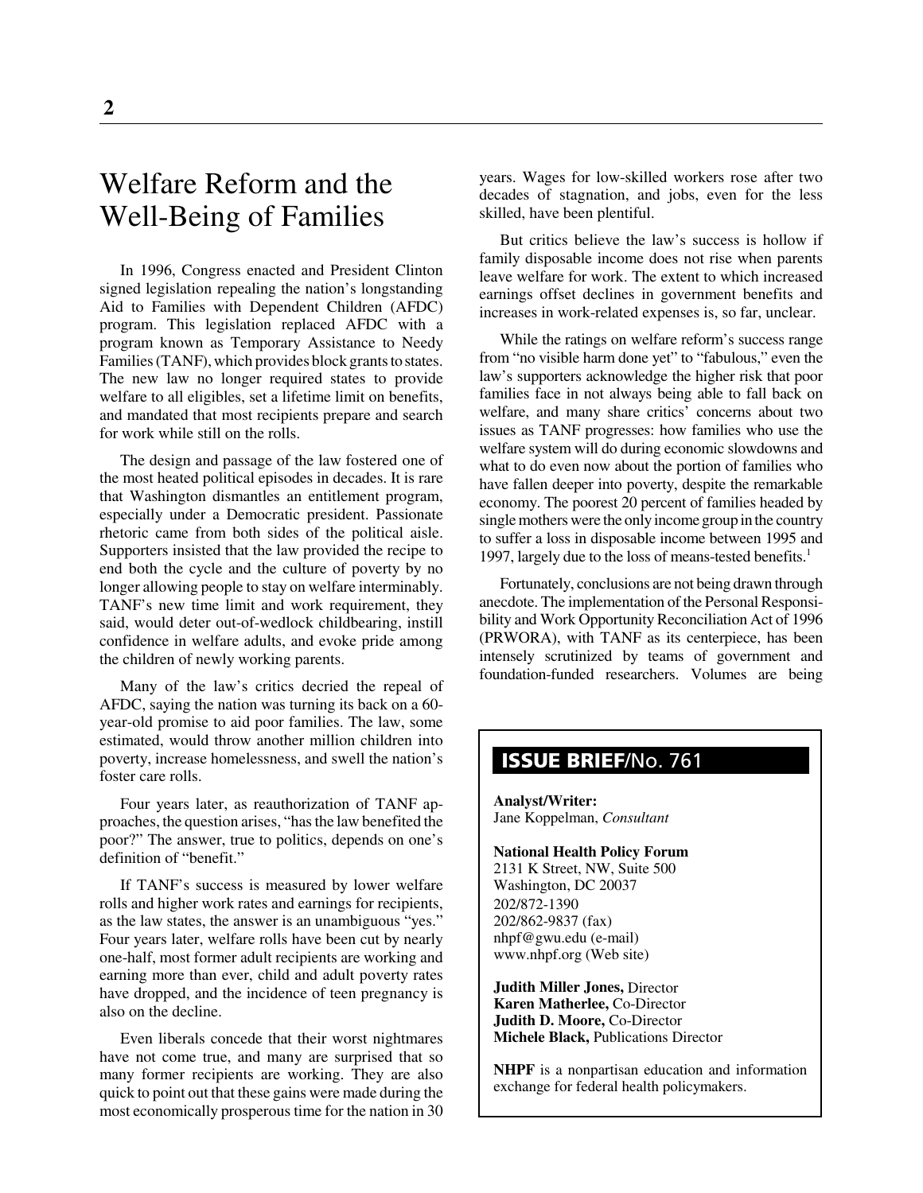# Welfare Reform and the Well-Being of Families

In 1996, Congress enacted and President Clinton signed legislation repealing the nation's longstanding Aid to Families with Dependent Children (AFDC) program. This legislation replaced AFDC with a program known as Temporary Assistance to Needy Families (TANF), which provides block grants to states. The new law no longer required states to provide welfare to all eligibles, set a lifetime limit on benefits, and mandated that most recipients prepare and search for work while still on the rolls.

The design and passage of the law fostered one of the most heated political episodes in decades. It is rare that Washington dismantles an entitlement program, especially under a Democratic president. Passionate rhetoric came from both sides of the political aisle. Supporters insisted that the law provided the recipe to end both the cycle and the culture of poverty by no longer allowing people to stay on welfare interminably. TANF's new time limit and work requirement, they said, would deter out-of-wedlock childbearing, instill confidence in welfare adults, and evoke pride among the children of newly working parents.

Many of the law's critics decried the repeal of AFDC, saying the nation was turning its back on a 60-year-old promise to aid poor families. The law, some estimated, would throw another million children into poverty, increase homelessness, and swell the nation's foster care rolls.

Four years later, as reauthorization of TANF approaches, the question arises, "has the law benefited the poor?" The answer, true to politics, depends on one's definition of "benefit."

If TANF's success is measured by lower welfare rolls and higher work rates and earnings for recipients, as the law states, the answer is an unambiguous "yes." Four years later, welfare rolls have been cut by nearly one-half, most former adult recipients are working and earning more than ever, child and adult poverty rates have dropped, and the incidence of teen pregnancy is also on the decline.

Even liberals concede that their worst nightmares have not come true, and many are surprised that so many former recipients are working. They are also quick to point out that these gains were made during the most economically prosperous time for the nation in 30 years. Wages for low-skilled workers rose after two decades of stagnation, and jobs, even for the less skilled, have been plentiful.

But critics believe the law's success is hollow if family disposable income does not rise when parents leave welfare for work. The extent to which increased earnings offset declines in government benefits and increases in work-related expenses is, so far, unclear.

While the ratings on welfare reform's success range from "no visible harm done yet" to "fabulous," even the law's supporters acknowledge the higher risk that poor families face in not always being able to fall back on welfare, and many share critics' concerns about two issues as TANF progresses: how families who use the welfare system will do during economic slowdowns and what to do even now about the portion of families who have fallen deeper into poverty, despite the remarkable economy. The poorest 20 percent of families headed by single mothers were the only income group in the country to suffer a loss in disposable income between 1995 and 1997, largely due to the loss of means-tested benefits.[1]

Fortunately, conclusions are not being drawn through anecdote. The implementation of the Personal Responsibility and Work Opportunity Reconciliation Act of 1996 (PRWORA), with TANF as its centerpiece, has been intensely scrutinized by teams of government and foundation-funded researchers. Volumes are being

**ISSUE BRIEF/No. 761**

**Analyst/Writer:**
Jane Koppelman, *Consultant*

**National Health Policy Forum**
2131 K Street, NW, Suite 500
Washington, DC 20037
202/872-1390
202/862-9837 (fax)
nhpf@gwu.edu (e-mail)
www.nhpf.org (Web site)

**Judith Miller Jones,** Director
**Karen Matherlee,** Co-Director
**Judith D. Moore,** Co-Director
**Michele Black,** Publications Director

**NHPF** is a nonpartisan education and information exchange for federal health policymakers.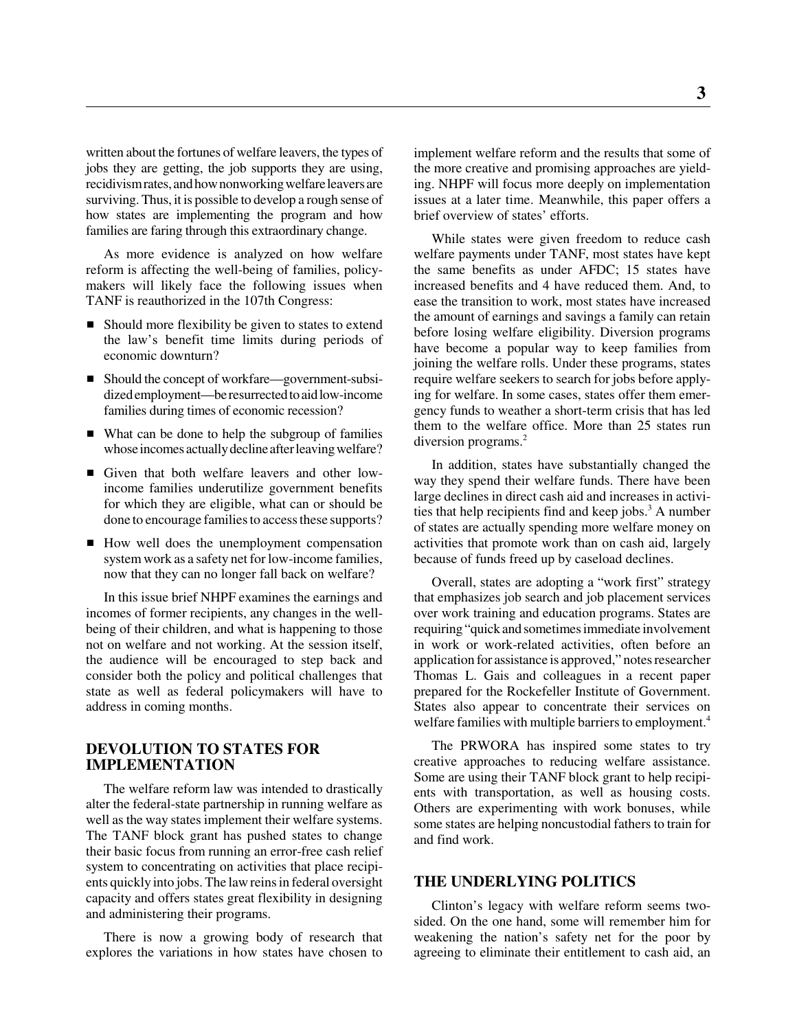written about the fortunes of welfare leavers, the types of jobs they are getting, the job supports they are using, recidivism rates, and how nonworking welfare leavers are surviving. Thus, it is possible to develop a rough sense of how states are implementing the program and how families are faring through this extraordinary change.

As more evidence is analyzed on how welfare reform is affecting the well-being of families, policymakers will likely face the following issues when TANF is reauthorized in the 107th Congress:

- Should more flexibility be given to states to extend the law's benefit time limits during periods of economic downturn?
- Should the concept of workfare—government-subsidized employment—be resurrected to aid low-income families during times of economic recession?
- What can be done to help the subgroup of families whose incomes actually decline after leaving welfare?
- Given that both welfare leavers and other low-income families underutilize government benefits for which they are eligible, what can or should be done to encourage families to access these supports?
- How well does the unemployment compensation system work as a safety net for low-income families, now that they can no longer fall back on welfare?

In this issue brief NHPF examines the earnings and incomes of former recipients, any changes in the well-being of their children, and what is happening to those not on welfare and not working. At the session itself, the audience will be encouraged to step back and consider both the policy and political challenges that state as well as federal policymakers will have to address in coming months.

## DEVOLUTION TO STATES FOR IMPLEMENTATION

The welfare reform law was intended to drastically alter the federal-state partnership in running welfare as well as the way states implement their welfare systems. The TANF block grant has pushed states to change their basic focus from running an error-free cash relief system to concentrating on activities that place recipients quickly into jobs. The law reins in federal oversight capacity and offers states great flexibility in designing and administering their programs.

There is now a growing body of research that explores the variations in how states have chosen to implement welfare reform and the results that some of the more creative and promising approaches are yielding. NHPF will focus more deeply on implementation issues at a later time. Meanwhile, this paper offers a brief overview of states' efforts.

While states were given freedom to reduce cash welfare payments under TANF, most states have kept the same benefits as under AFDC; 15 states have increased benefits and 4 have reduced them. And, to ease the transition to work, most states have increased the amount of earnings and savings a family can retain before losing welfare eligibility. Diversion programs have become a popular way to keep families from joining the welfare rolls. Under these programs, states require welfare seekers to search for jobs before applying for welfare. In some cases, states offer them emergency funds to weather a short-term crisis that has led them to the welfare office. More than 25 states run diversion programs.[2]

In addition, states have substantially changed the way they spend their welfare funds. There have been large declines in direct cash aid and increases in activities that help recipients find and keep jobs.[3] A number of states are actually spending more welfare money on activities that promote work than on cash aid, largely because of funds freed up by caseload declines.

Overall, states are adopting a "work first" strategy that emphasizes job search and job placement services over work training and education programs. States are requiring "quick and sometimes immediate involvement in work or work-related activities, often before an application for assistance is approved," notes researcher Thomas L. Gais and colleagues in a recent paper prepared for the Rockefeller Institute of Government. States also appear to concentrate their services on welfare families with multiple barriers to employment.[4]

The PRWORA has inspired some states to try creative approaches to reducing welfare assistance. Some are using their TANF block grant to help recipients with transportation, as well as housing costs. Others are experimenting with work bonuses, while some states are helping noncustodial fathers to train for and find work.

## THE UNDERLYING POLITICS

Clinton's legacy with welfare reform seems two-sided. On the one hand, some will remember him for weakening the nation's safety net for the poor by agreeing to eliminate their entitlement to cash aid, an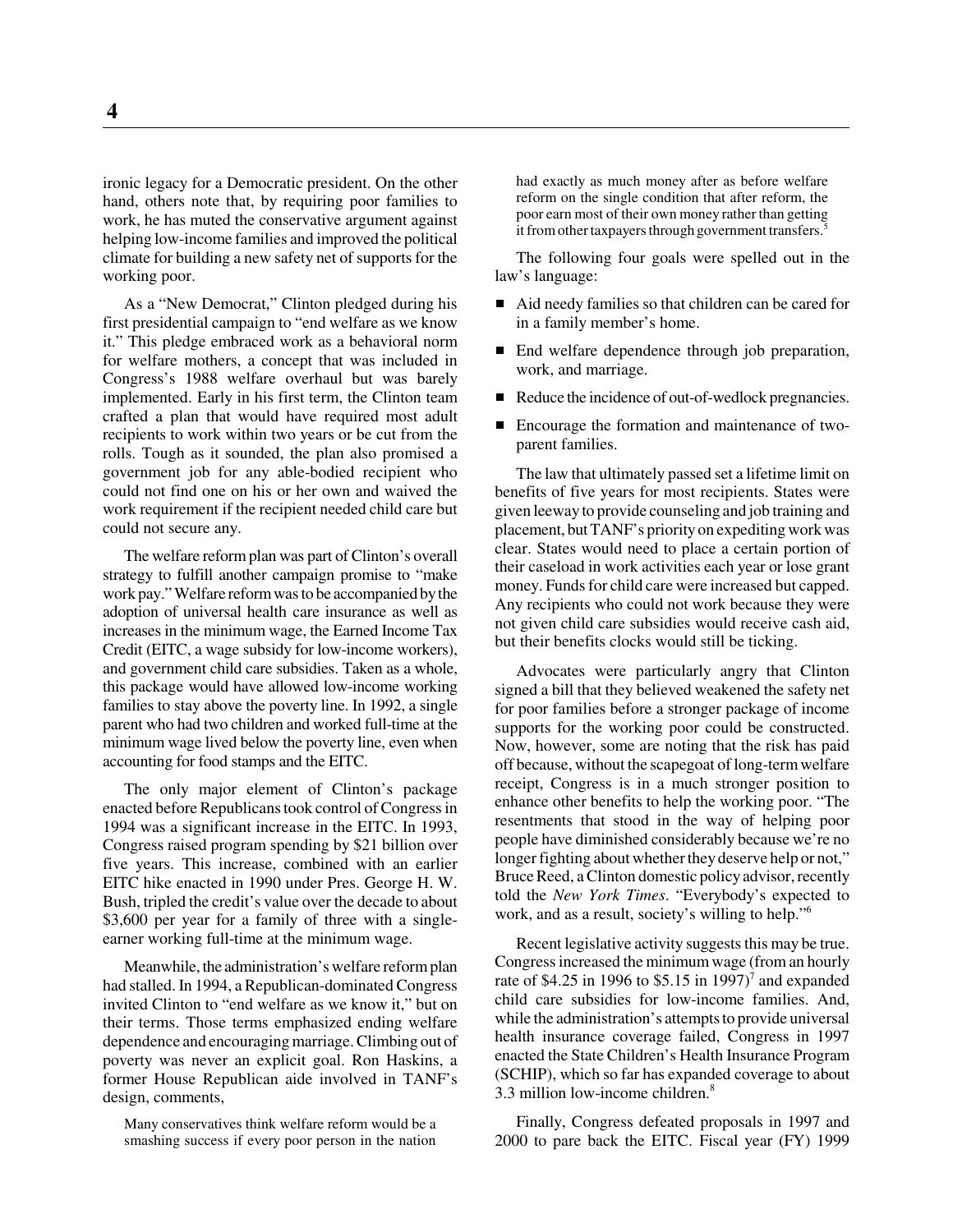ironic legacy for a Democratic president. On the other hand, others note that, by requiring poor families to work, he has muted the conservative argument against helping low-income families and improved the political climate for building a new safety net of supports for the working poor.

As a "New Democrat," Clinton pledged during his first presidential campaign to "end welfare as we know it." This pledge embraced work as a behavioral norm for welfare mothers, a concept that was included in Congress's 1988 welfare overhaul but was barely implemented. Early in his first term, the Clinton team crafted a plan that would have required most adult recipients to work within two years or be cut from the rolls. Tough as it sounded, the plan also promised a government job for any able-bodied recipient who could not find one on his or her own and waived the work requirement if the recipient needed child care but could not secure any.

The welfare reform plan was part of Clinton's overall strategy to fulfill another campaign promise to "make work pay." Welfare reform was to be accompanied by the adoption of universal health care insurance as well as increases in the minimum wage, the Earned Income Tax Credit (EITC, a wage subsidy for low-income workers), and government child care subsidies. Taken as a whole, this package would have allowed low-income working families to stay above the poverty line. In 1992, a single parent who had two children and worked full-time at the minimum wage lived below the poverty line, even when accounting for food stamps and the EITC.

The only major element of Clinton's package enacted before Republicans took control of Congress in 1994 was a significant increase in the EITC. In 1993, Congress raised program spending by $21 billion over five years. This increase, combined with an earlier EITC hike enacted in 1990 under Pres. George H. W. Bush, tripled the credit's value over the decade to about $3,600 per year for a family of three with a single-earner working full-time at the minimum wage.

Meanwhile, the administration's welfare reform plan had stalled. In 1994, a Republican-dominated Congress invited Clinton to "end welfare as we know it," but on their terms. Those terms emphasized ending welfare dependence and encouraging marriage. Climbing out of poverty was never an explicit goal. Ron Haskins, a former House Republican aide involved in TANF's design, comments,

> Many conservatives think welfare reform would be a smashing success if every poor person in the nation had exactly as much money after as before welfare reform on the single condition that after reform, the poor earn most of their own money rather than getting it from other taxpayers through government transfers.[5]

The following four goals were spelled out in the law's language:

- Aid needy families so that children can be cared for in a family member's home.
- End welfare dependence through job preparation, work, and marriage.
- Reduce the incidence of out-of-wedlock pregnancies.
- Encourage the formation and maintenance of two-parent families.

The law that ultimately passed set a lifetime limit on benefits of five years for most recipients. States were given leeway to provide counseling and job training and placement, but TANF's priority on expediting work was clear. States would need to place a certain portion of their caseload in work activities each year or lose grant money. Funds for child care were increased but capped. Any recipients who could not work because they were not given child care subsidies would receive cash aid, but their benefits clocks would still be ticking.

Advocates were particularly angry that Clinton signed a bill that they believed weakened the safety net for poor families before a stronger package of income supports for the working poor could be constructed. Now, however, some are noting that the risk has paid off because, without the scapegoat of long-term welfare receipt, Congress is in a much stronger position to enhance other benefits to help the working poor. "The resentments that stood in the way of helping poor people have diminished considerably because we're no longer fighting about whether they deserve help or not," Bruce Reed, a Clinton domestic policy advisor, recently told the *New York Times*. "Everybody's expected to work, and as a result, society's willing to help."[6]

Recent legislative activity suggests this may be true. Congress increased the minimum wage (from an hourly rate of $4.25 in 1996 to $5.15 in 1997)[7] and expanded child care subsidies for low-income families. And, while the administration's attempts to provide universal health insurance coverage failed, Congress in 1997 enacted the State Children's Health Insurance Program (SCHIP), which so far has expanded coverage to about 3.3 million low-income children.[8]

Finally, Congress defeated proposals in 1997 and 2000 to pare back the EITC. Fiscal year (FY) 1999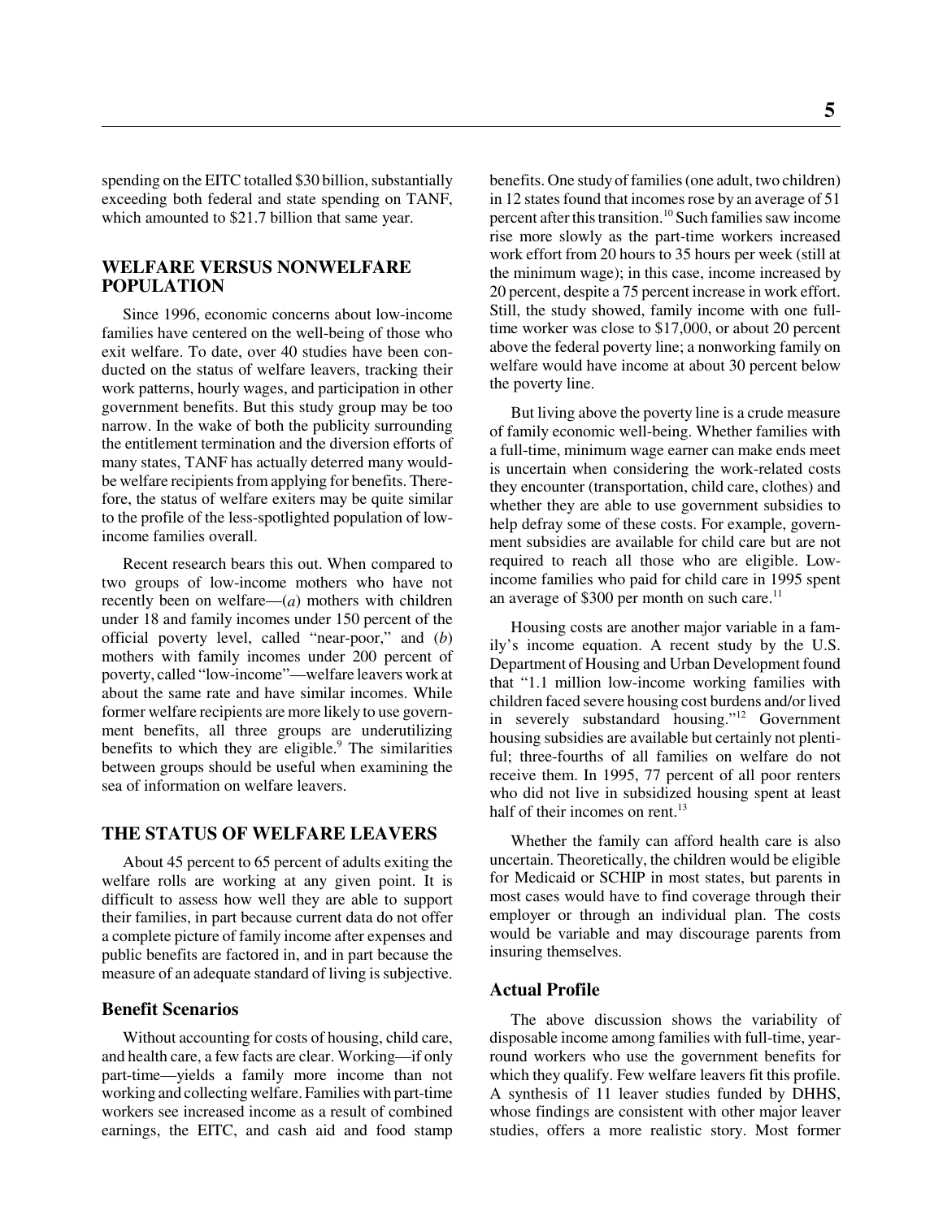spending on the EITC totalled $30 billion, substantially exceeding both federal and state spending on TANF, which amounted to $21.7 billion that same year.

## WELFARE VERSUS NONWELFARE POPULATION

Since 1996, economic concerns about low-income families have centered on the well-being of those who exit welfare. To date, over 40 studies have been conducted on the status of welfare leavers, tracking their work patterns, hourly wages, and participation in other government benefits. But this study group may be too narrow. In the wake of both the publicity surrounding the entitlement termination and the diversion efforts of many states, TANF has actually deterred many would-be welfare recipients from applying for benefits. Therefore, the status of welfare exiters may be quite similar to the profile of the less-spotlighted population of low-income families overall.

Recent research bears this out. When compared to two groups of low-income mothers who have not recently been on welfare—(*a*) mothers with children under 18 and family incomes under 150 percent of the official poverty level, called "near-poor," and (*b*) mothers with family incomes under 200 percent of poverty, called "low-income"—welfare leavers work at about the same rate and have similar incomes. While former welfare recipients are more likely to use government benefits, all three groups are underutilizing benefits to which they are eligible.[9] The similarities between groups should be useful when examining the sea of information on welfare leavers.

## THE STATUS OF WELFARE LEAVERS

About 45 percent to 65 percent of adults exiting the welfare rolls are working at any given point. It is difficult to assess how well they are able to support their families, in part because current data do not offer a complete picture of family income after expenses and public benefits are factored in, and in part because the measure of an adequate standard of living is subjective.

### Benefit Scenarios

Without accounting for costs of housing, child care, and health care, a few facts are clear. Working—if only part-time—yields a family more income than not working and collecting welfare. Families with part-time workers see increased income as a result of combined earnings, the EITC, and cash aid and food stamp benefits. One study of families (one adult, two children) in 12 states found that incomes rose by an average of 51 percent after this transition.[10] Such families saw income rise more slowly as the part-time workers increased work effort from 20 hours to 35 hours per week (still at the minimum wage); in this case, income increased by 20 percent, despite a 75 percent increase in work effort. Still, the study showed, family income with one full-time worker was close to $17,000, or about 20 percent above the federal poverty line; a nonworking family on welfare would have income at about 30 percent below the poverty line.

But living above the poverty line is a crude measure of family economic well-being. Whether families with a full-time, minimum wage earner can make ends meet is uncertain when considering the work-related costs they encounter (transportation, child care, clothes) and whether they are able to use government subsidies to help defray some of these costs. For example, government subsidies are available for child care but are not required to reach all those who are eligible. Low-income families who paid for child care in 1995 spent an average of $300 per month on such care.[11]

Housing costs are another major variable in a family's income equation. A recent study by the U.S. Department of Housing and Urban Development found that "1.1 million low-income working families with children faced severe housing cost burdens and/or lived in severely substandard housing."[12] Government housing subsidies are available but certainly not plentiful; three-fourths of all families on welfare do not receive them. In 1995, 77 percent of all poor renters who did not live in subsidized housing spent at least half of their incomes on rent.[13]

Whether the family can afford health care is also uncertain. Theoretically, the children would be eligible for Medicaid or SCHIP in most states, but parents in most cases would have to find coverage through their employer or through an individual plan. The costs would be variable and may discourage parents from insuring themselves.

### Actual Profile

The above discussion shows the variability of disposable income among families with full-time, year-round workers who use the government benefits for which they qualify. Few welfare leavers fit this profile. A synthesis of 11 leaver studies funded by DHHS, whose findings are consistent with other major leaver studies, offers a more realistic story. Most former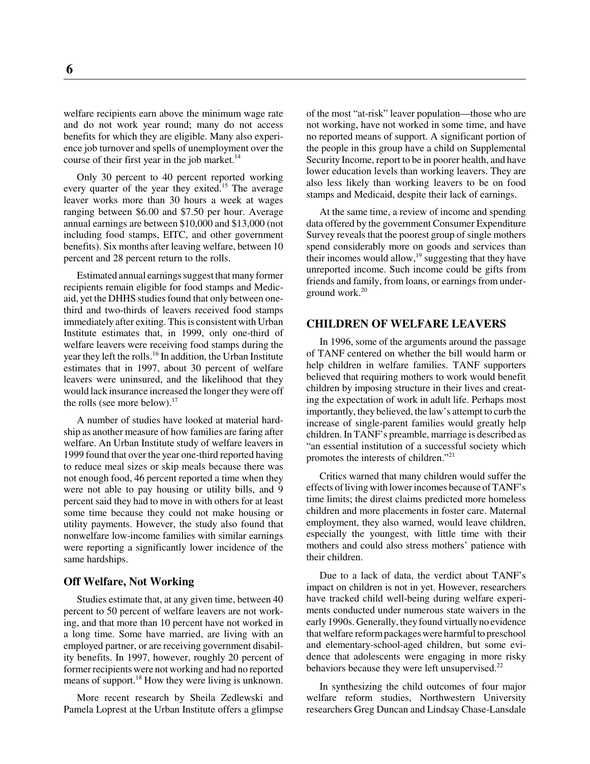welfare recipients earn above the minimum wage rate and do not work year round; many do not access benefits for which they are eligible. Many also experience job turnover and spells of unemployment over the course of their first year in the job market.[14]

Only 30 percent to 40 percent reported working every quarter of the year they exited.[15] The average leaver works more than 30 hours a week at wages ranging between $6.00 and $7.50 per hour. Average annual earnings are between $10,000 and $13,000 (not including food stamps, EITC, and other government benefits). Six months after leaving welfare, between 10 percent and 28 percent return to the rolls.

Estimated annual earnings suggest that many former recipients remain eligible for food stamps and Medicaid, yet the DHHS studies found that only between one-third and two-thirds of leavers received food stamps immediately after exiting. This is consistent with Urban Institute estimates that, in 1999, only one-third of welfare leavers were receiving food stamps during the year they left the rolls.[16] In addition, the Urban Institute estimates that in 1997, about 30 percent of welfare leavers were uninsured, and the likelihood that they would lack insurance increased the longer they were off the rolls (see more below).[17]

A number of studies have looked at material hardship as another measure of how families are faring after welfare. An Urban Institute study of welfare leavers in 1999 found that over the year one-third reported having to reduce meal sizes or skip meals because there was not enough food, 46 percent reported a time when they were not able to pay housing or utility bills, and 9 percent said they had to move in with others for at least some time because they could not make housing or utility payments. However, the study also found that nonwelfare low-income families with similar earnings were reporting a significantly lower incidence of the same hardships.

### Off Welfare, Not Working

Studies estimate that, at any given time, between 40 percent to 50 percent of welfare leavers are not working, and that more than 10 percent have not worked in a long time. Some have married, are living with an employed partner, or are receiving government disability benefits. In 1997, however, roughly 20 percent of former recipients were not working and had no reported means of support.[18] How they were living is unknown.

More recent research by Sheila Zedlewski and Pamela Loprest at the Urban Institute offers a glimpse of the most "at-risk" leaver population—those who are not working, have not worked in some time, and have no reported means of support. A significant portion of the people in this group have a child on Supplemental Security Income, report to be in poorer health, and have lower education levels than working leavers. They are also less likely than working leavers to be on food stamps and Medicaid, despite their lack of earnings.

At the same time, a review of income and spending data offered by the government Consumer Expenditure Survey reveals that the poorest group of single mothers spend considerably more on goods and services than their incomes would allow,[19] suggesting that they have unreported income. Such income could be gifts from friends and family, from loans, or earnings from underground work.[20]

## CHILDREN OF WELFARE LEAVERS

In 1996, some of the arguments around the passage of TANF centered on whether the bill would harm or help children in welfare families. TANF supporters believed that requiring mothers to work would benefit children by imposing structure in their lives and creating the expectation of work in adult life. Perhaps most importantly, they believed, the law's attempt to curb the increase of single-parent families would greatly help children. In TANF's preamble, marriage is described as "an essential institution of a successful society which promotes the interests of children."[21]

Critics warned that many children would suffer the effects of living with lower incomes because of TANF's time limits; the direst claims predicted more homeless children and more placements in foster care. Maternal employment, they also warned, would leave children, especially the youngest, with little time with their mothers and could also stress mothers' patience with their children.

Due to a lack of data, the verdict about TANF's impact on children is not in yet. However, researchers have tracked child well-being during welfare experiments conducted under numerous state waivers in the early 1990s. Generally, they found virtually no evidence that welfare reform packages were harmful to preschool and elementary-school-aged children, but some evidence that adolescents were engaging in more risky behaviors because they were left unsupervised.[22]

In synthesizing the child outcomes of four major welfare reform studies, Northwestern University researchers Greg Duncan and Lindsay Chase-Lansdale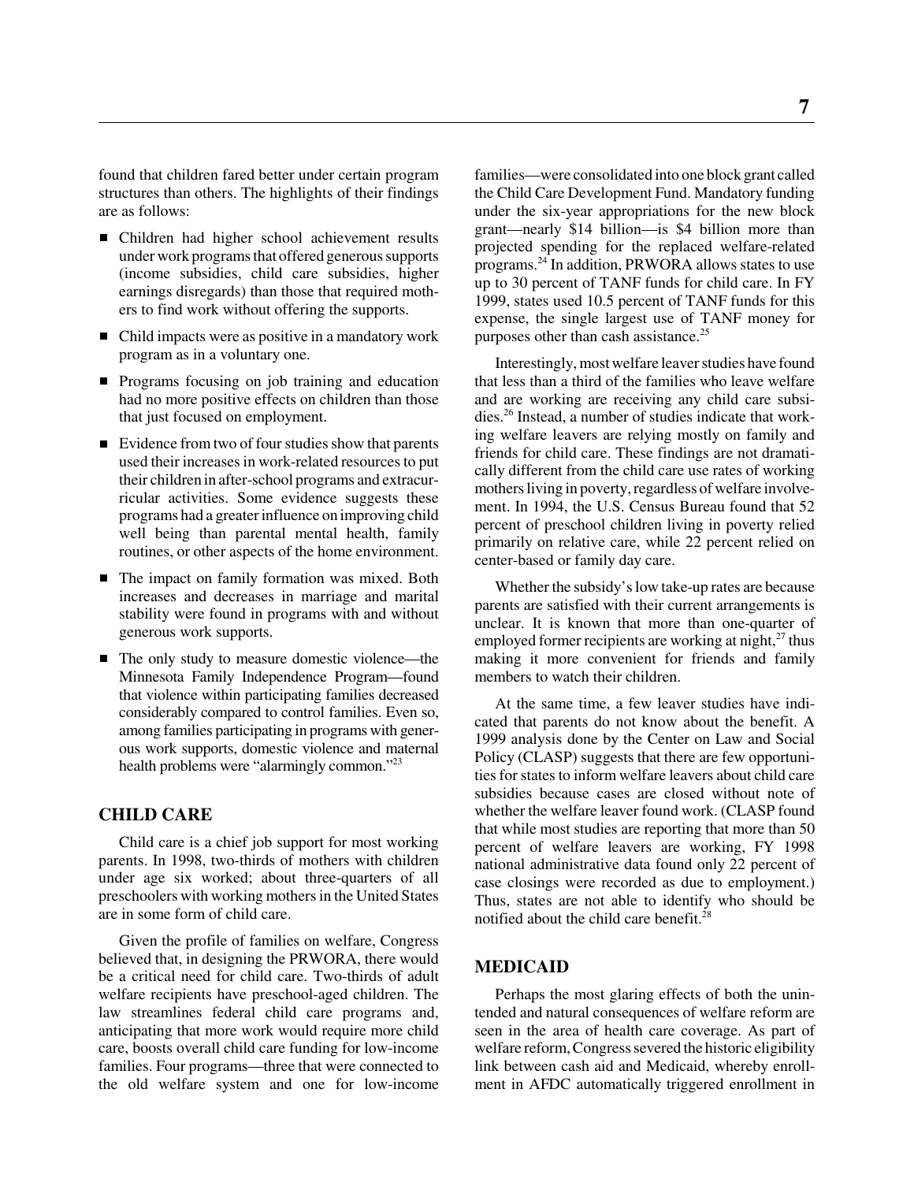found that children fared better under certain program structures than others. The highlights of their findings are as follows:

- Children had higher school achievement results under work programs that offered generous supports (income subsidies, child care subsidies, higher earnings disregards) than those that required mothers to find work without offering the supports.
- Child impacts were as positive in a mandatory work program as in a voluntary one.
- Programs focusing on job training and education had no more positive effects on children than those that just focused on employment.
- Evidence from two of four studies show that parents used their increases in work-related resources to put their children in after-school programs and extracurricular activities. Some evidence suggests these programs had a greater influence on improving child well being than parental mental health, family routines, or other aspects of the home environment.
- The impact on family formation was mixed. Both increases and decreases in marriage and marital stability were found in programs with and without generous work supports.
- The only study to measure domestic violence—the Minnesota Family Independence Program—found that violence within participating families decreased considerably compared to control families. Even so, among families participating in programs with generous work supports, domestic violence and maternal health problems were "alarmingly common."[23]

## CHILD CARE

Child care is a chief job support for most working parents. In 1998, two-thirds of mothers with children under age six worked; about three-quarters of all preschoolers with working mothers in the United States are in some form of child care.

Given the profile of families on welfare, Congress believed that, in designing the PRWORA, there would be a critical need for child care. Two-thirds of adult welfare recipients have preschool-aged children. The law streamlines federal child care programs and, anticipating that more work would require more child care, boosts overall child care funding for low-income families. Four programs—three that were connected to the old welfare system and one for low-income families—were consolidated into one block grant called the Child Care Development Fund. Mandatory funding under the six-year appropriations for the new block grant—nearly $14 billion—is $4 billion more than projected spending for the replaced welfare-related programs.[24] In addition, PRWORA allows states to use up to 30 percent of TANF funds for child care. In FY 1999, states used 10.5 percent of TANF funds for this expense, the single largest use of TANF money for purposes other than cash assistance.[25]

Interestingly, most welfare leaver studies have found that less than a third of the families who leave welfare and are working are receiving any child care subsidies.[26] Instead, a number of studies indicate that working welfare leavers are relying mostly on family and friends for child care. These findings are not dramatically different from the child care use rates of working mothers living in poverty, regardless of welfare involvement. In 1994, the U.S. Census Bureau found that 52 percent of preschool children living in poverty relied primarily on relative care, while 22 percent relied on center-based or family day care.

Whether the subsidy's low take-up rates are because parents are satisfied with their current arrangements is unclear. It is known that more than one-quarter of employed former recipients are working at night,[27] thus making it more convenient for friends and family members to watch their children.

At the same time, a few leaver studies have indicated that parents do not know about the benefit. A 1999 analysis done by the Center on Law and Social Policy (CLASP) suggests that there are few opportunities for states to inform welfare leavers about child care subsidies because cases are closed without note of whether the welfare leaver found work. (CLASP found that while most studies are reporting that more than 50 percent of welfare leavers are working, FY 1998 national administrative data found only 22 percent of case closings were recorded as due to employment.) Thus, states are not able to identify who should be notified about the child care benefit.[28]

## MEDICAID

Perhaps the most glaring effects of both the unintended and natural consequences of welfare reform are seen in the area of health care coverage. As part of welfare reform, Congress severed the historic eligibility link between cash aid and Medicaid, whereby enrollment in AFDC automatically triggered enrollment in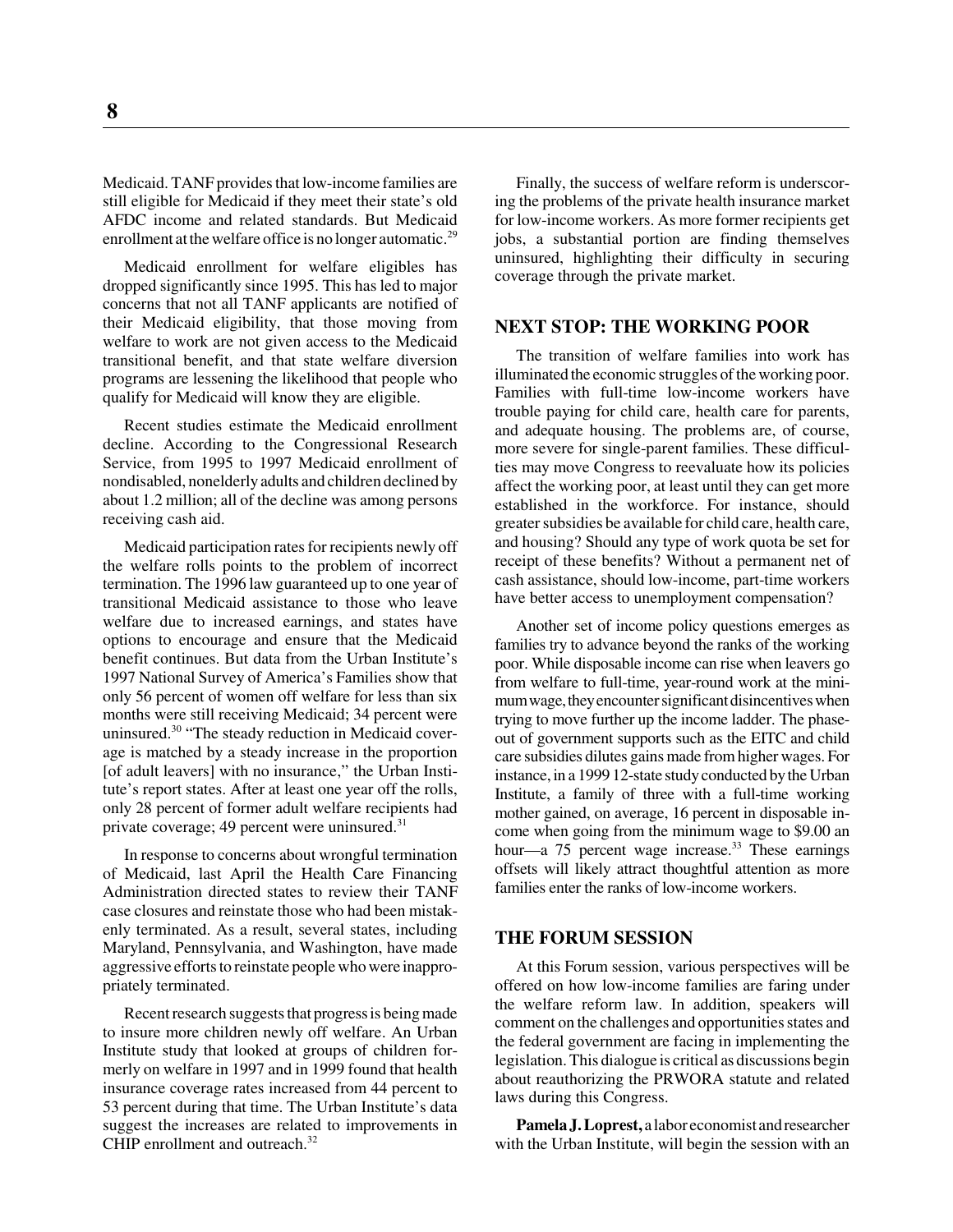Medicaid. TANF provides that low-income families are still eligible for Medicaid if they meet their state's old AFDC income and related standards. But Medicaid enrollment at the welfare office is no longer automatic.[29]

Medicaid enrollment for welfare eligibles has dropped significantly since 1995. This has led to major concerns that not all TANF applicants are notified of their Medicaid eligibility, that those moving from welfare to work are not given access to the Medicaid transitional benefit, and that state welfare diversion programs are lessening the likelihood that people who qualify for Medicaid will know they are eligible.

Recent studies estimate the Medicaid enrollment decline. According to the Congressional Research Service, from 1995 to 1997 Medicaid enrollment of nondisabled, nonelderly adults and children declined by about 1.2 million; all of the decline was among persons receiving cash aid.

Medicaid participation rates for recipients newly off the welfare rolls points to the problem of incorrect termination. The 1996 law guaranteed up to one year of transitional Medicaid assistance to those who leave welfare due to increased earnings, and states have options to encourage and ensure that the Medicaid benefit continues. But data from the Urban Institute's 1997 National Survey of America's Families show that only 56 percent of women off welfare for less than six months were still receiving Medicaid; 34 percent were uninsured.[30] "The steady reduction in Medicaid coverage is matched by a steady increase in the proportion [of adult leavers] with no insurance," the Urban Institute's report states. After at least one year off the rolls, only 28 percent of former adult welfare recipients had private coverage; 49 percent were uninsured.[31]

In response to concerns about wrongful termination of Medicaid, last April the Health Care Financing Administration directed states to review their TANF case closures and reinstate those who had been mistakenly terminated. As a result, several states, including Maryland, Pennsylvania, and Washington, have made aggressive efforts to reinstate people who were inappropriately terminated.

Recent research suggests that progress is being made to insure more children newly off welfare. An Urban Institute study that looked at groups of children formerly on welfare in 1997 and in 1999 found that health insurance coverage rates increased from 44 percent to 53 percent during that time. The Urban Institute's data suggest the increases are related to improvements in CHIP enrollment and outreach.[32]

Finally, the success of welfare reform is underscoring the problems of the private health insurance market for low-income workers. As more former recipients get jobs, a substantial portion are finding themselves uninsured, highlighting their difficulty in securing coverage through the private market.

## NEXT STOP: THE WORKING POOR

The transition of welfare families into work has illuminated the economic struggles of the working poor. Families with full-time low-income workers have trouble paying for child care, health care for parents, and adequate housing. The problems are, of course, more severe for single-parent families. These difficulties may move Congress to reevaluate how its policies affect the working poor, at least until they can get more established in the workforce. For instance, should greater subsidies be available for child care, health care, and housing? Should any type of work quota be set for receipt of these benefits? Without a permanent net of cash assistance, should low-income, part-time workers have better access to unemployment compensation?

Another set of income policy questions emerges as families try to advance beyond the ranks of the working poor. While disposable income can rise when leavers go from welfare to full-time, year-round work at the minimum wage, they encounter significant disincentives when trying to move further up the income ladder. The phase-out of government supports such as the EITC and child care subsidies dilutes gains made from higher wages. For instance, in a 1999 12-state study conducted by the Urban Institute, a family of three with a full-time working mother gained, on average, 16 percent in disposable income when going from the minimum wage to $9.00 an hour—a 75 percent wage increase.[33] These earnings offsets will likely attract thoughtful attention as more families enter the ranks of low-income workers.

## THE FORUM SESSION

At this Forum session, various perspectives will be offered on how low-income families are faring under the welfare reform law. In addition, speakers will comment on the challenges and opportunities states and the federal government are facing in implementing the legislation. This dialogue is critical as discussions begin about reauthorizing the PRWORA statute and related laws during this Congress.

**Pamela J. Loprest,** a labor economist and researcher with the Urban Institute, will begin the session with an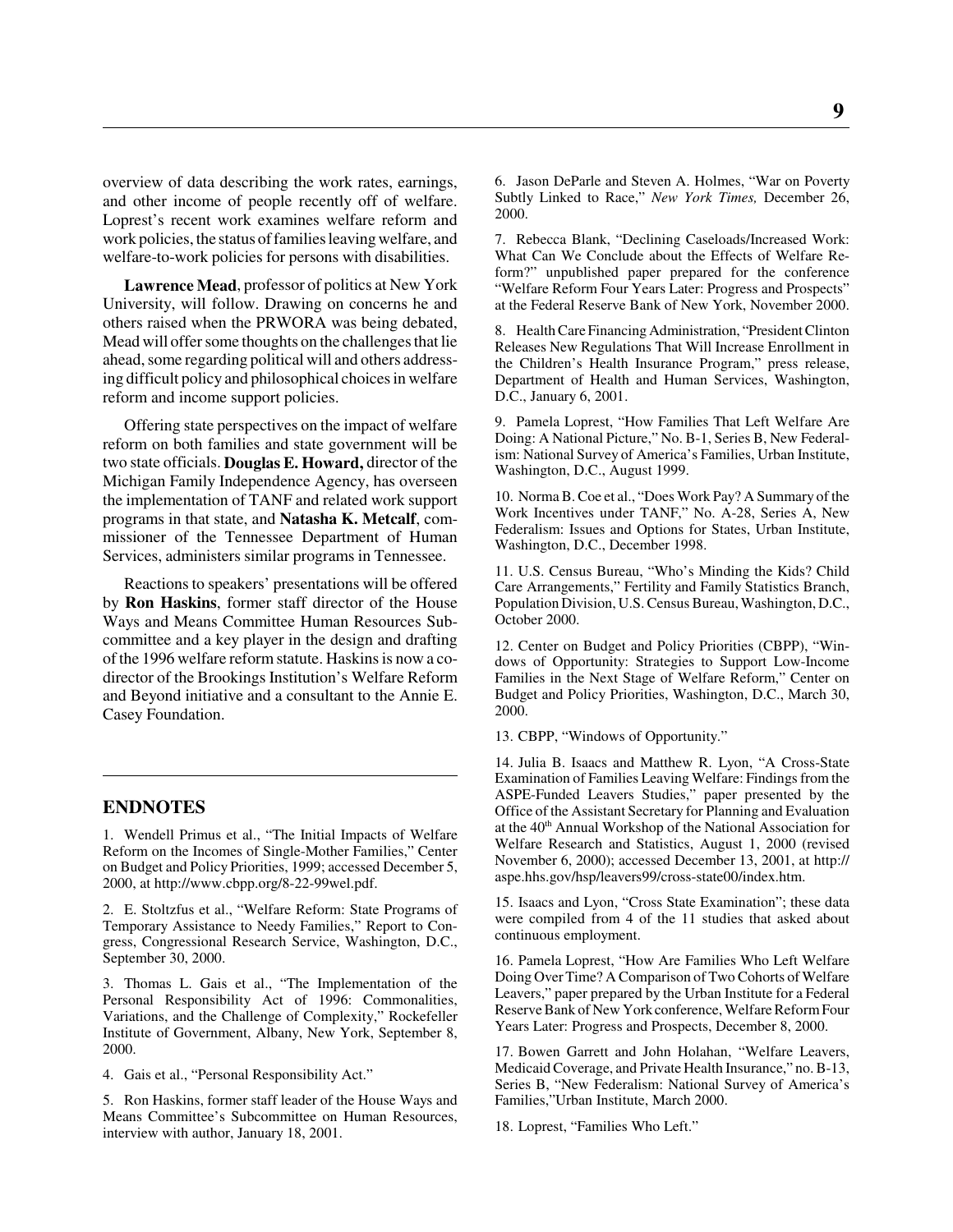overview of data describing the work rates, earnings, and other income of people recently off of welfare. Loprest's recent work examines welfare reform and work policies, the status of families leaving welfare, and welfare-to-work policies for persons with disabilities.

**Lawrence Mead**, professor of politics at New York University, will follow. Drawing on concerns he and others raised when the PRWORA was being debated, Mead will offer some thoughts on the challenges that lie ahead, some regarding political will and others addressing difficult policy and philosophical choices in welfare reform and income support policies.

Offering state perspectives on the impact of welfare reform on both families and state government will be two state officials. **Douglas E. Howard,** director of the Michigan Family Independence Agency, has overseen the implementation of TANF and related work support programs in that state, and **Natasha K. Metcalf**, commissioner of the Tennessee Department of Human Services, administers similar programs in Tennessee.

Reactions to speakers' presentations will be offered by **Ron Haskins**, former staff director of the House Ways and Means Committee Human Resources Subcommittee and a key player in the design and drafting of the 1996 welfare reform statute. Haskins is now a co-director of the Brookings Institution's Welfare Reform and Beyond initiative and a consultant to the Annie E. Casey Foundation.

## ENDNOTES

1. Wendell Primus et al., "The Initial Impacts of Welfare Reform on the Incomes of Single-Mother Families," Center on Budget and Policy Priorities, 1999; accessed December 5, 2000, at http://www.cbpp.org/8-22-99wel.pdf.

2. E. Stoltzfus et al., "Welfare Reform: State Programs of Temporary Assistance to Needy Families," Report to Congress, Congressional Research Service, Washington, D.C., September 30, 2000.

3. Thomas L. Gais et al., "The Implementation of the Personal Responsibility Act of 1996: Commonalities, Variations, and the Challenge of Complexity," Rockefeller Institute of Government, Albany, New York, September 8, 2000.

4. Gais et al., "Personal Responsibility Act."

5. Ron Haskins, former staff leader of the House Ways and Means Committee's Subcommittee on Human Resources, interview with author, January 18, 2001.

6. Jason DeParle and Steven A. Holmes, "War on Poverty Subtly Linked to Race," *New York Times,* December 26, 2000.

7. Rebecca Blank, "Declining Caseloads/Increased Work: What Can We Conclude about the Effects of Welfare Reform?" unpublished paper prepared for the conference "Welfare Reform Four Years Later: Progress and Prospects" at the Federal Reserve Bank of New York, November 2000.

8. Health Care Financing Administration, "President Clinton Releases New Regulations That Will Increase Enrollment in the Children's Health Insurance Program," press release, Department of Health and Human Services, Washington, D.C., January 6, 2001.

9. Pamela Loprest, "How Families That Left Welfare Are Doing: A National Picture," No. B-1, Series B, New Federalism: National Survey of America's Families, Urban Institute, Washington, D.C., August 1999.

10. Norma B. Coe et al., "Does Work Pay? A Summary of the Work Incentives under TANF," No. A-28, Series A, New Federalism: Issues and Options for States, Urban Institute, Washington, D.C., December 1998.

11. U.S. Census Bureau, "Who's Minding the Kids? Child Care Arrangements," Fertility and Family Statistics Branch, Population Division, U.S. Census Bureau, Washington, D.C., October 2000.

12. Center on Budget and Policy Priorities (CBPP), "Windows of Opportunity: Strategies to Support Low-Income Families in the Next Stage of Welfare Reform," Center on Budget and Policy Priorities, Washington, D.C., March 30, 2000.

13. CBPP, "Windows of Opportunity."

14. Julia B. Isaacs and Matthew R. Lyon, "A Cross-State Examination of Families Leaving Welfare: Findings from the ASPE-Funded Leavers Studies," paper presented by the Office of the Assistant Secretary for Planning and Evaluation at the 40th Annual Workshop of the National Association for Welfare Research and Statistics, August 1, 2000 (revised November 6, 2000); accessed December 13, 2001, at http://aspe.hhs.gov/hsp/leavers99/cross-state00/index.htm.

15. Isaacs and Lyon, "Cross State Examination"; these data were compiled from 4 of the 11 studies that asked about continuous employment.

16. Pamela Loprest, "How Are Families Who Left Welfare Doing Over Time? A Comparison of Two Cohorts of Welfare Leavers," paper prepared by the Urban Institute for a Federal Reserve Bank of New York conference, Welfare Reform Four Years Later: Progress and Prospects, December 8, 2000.

17. Bowen Garrett and John Holahan, "Welfare Leavers, Medicaid Coverage, and Private Health Insurance," no. B-13, Series B, "New Federalism: National Survey of America's Families,"Urban Institute, March 2000.

18. Loprest, "Families Who Left."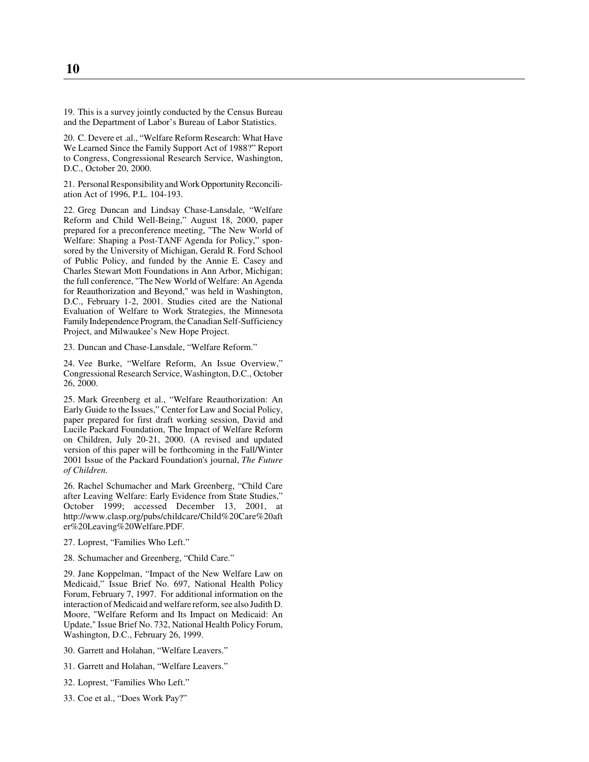19. This is a survey jointly conducted by the Census Bureau and the Department of Labor's Bureau of Labor Statistics.

20. C. Devere et .al., "Welfare Reform Research: What Have We Learned Since the Family Support Act of 1988?" Report to Congress, Congressional Research Service, Washington, D.C., October 20, 2000.

21. Personal Responsibility and Work Opportunity Reconciliation Act of 1996, P.L. 104-193.

22. Greg Duncan and Lindsay Chase-Lansdale, "Welfare Reform and Child Well-Being," August 18, 2000, paper prepared for a preconference meeting, "The New World of Welfare: Shaping a Post-TANF Agenda for Policy," sponsored by the University of Michigan, Gerald R. Ford School of Public Policy, and funded by the Annie E. Casey and Charles Stewart Mott Foundations in Ann Arbor, Michigan; the full conference, "The New World of Welfare: An Agenda for Reauthorization and Beyond," was held in Washington, D.C., February 1-2, 2001. Studies cited are the National Evaluation of Welfare to Work Strategies, the Minnesota Family Independence Program, the Canadian Self-Sufficiency Project, and Milwaukee's New Hope Project.

23. Duncan and Chase-Lansdale, "Welfare Reform."

24. Vee Burke, "Welfare Reform, An Issue Overview," Congressional Research Service, Washington, D.C., October 26, 2000.

25. Mark Greenberg et al., "Welfare Reauthorization: An Early Guide to the Issues," Center for Law and Social Policy, paper prepared for first draft working session, David and Lucile Packard Foundation, The Impact of Welfare Reform on Children, July 20-21, 2000. (A revised and updated version of this paper will be forthcoming in the Fall/Winter 2001 Issue of the Packard Foundation's journal, *The Future of Children.*

26. Rachel Schumacher and Mark Greenberg, "Child Care after Leaving Welfare: Early Evidence from State Studies," October 1999; accessed December 13, 2001, at http://www.clasp.org/pubs/childcare/Child%20Care%20after%20Leaving%20Welfare.PDF.

27. Loprest, "Families Who Left."

28. Schumacher and Greenberg, "Child Care."

29. Jane Koppelman, "Impact of the New Welfare Law on Medicaid," Issue Brief No. 697, National Health Policy Forum, February 7, 1997. For additional information on the interaction of Medicaid and welfare reform, see also Judith D. Moore, "Welfare Reform and Its Impact on Medicaid: An Update," Issue Brief No. 732, National Health Policy Forum, Washington, D.C., February 26, 1999.

30. Garrett and Holahan, "Welfare Leavers."

31. Garrett and Holahan, "Welfare Leavers."

32. Loprest, "Families Who Left."

33. Coe et al., "Does Work Pay?"